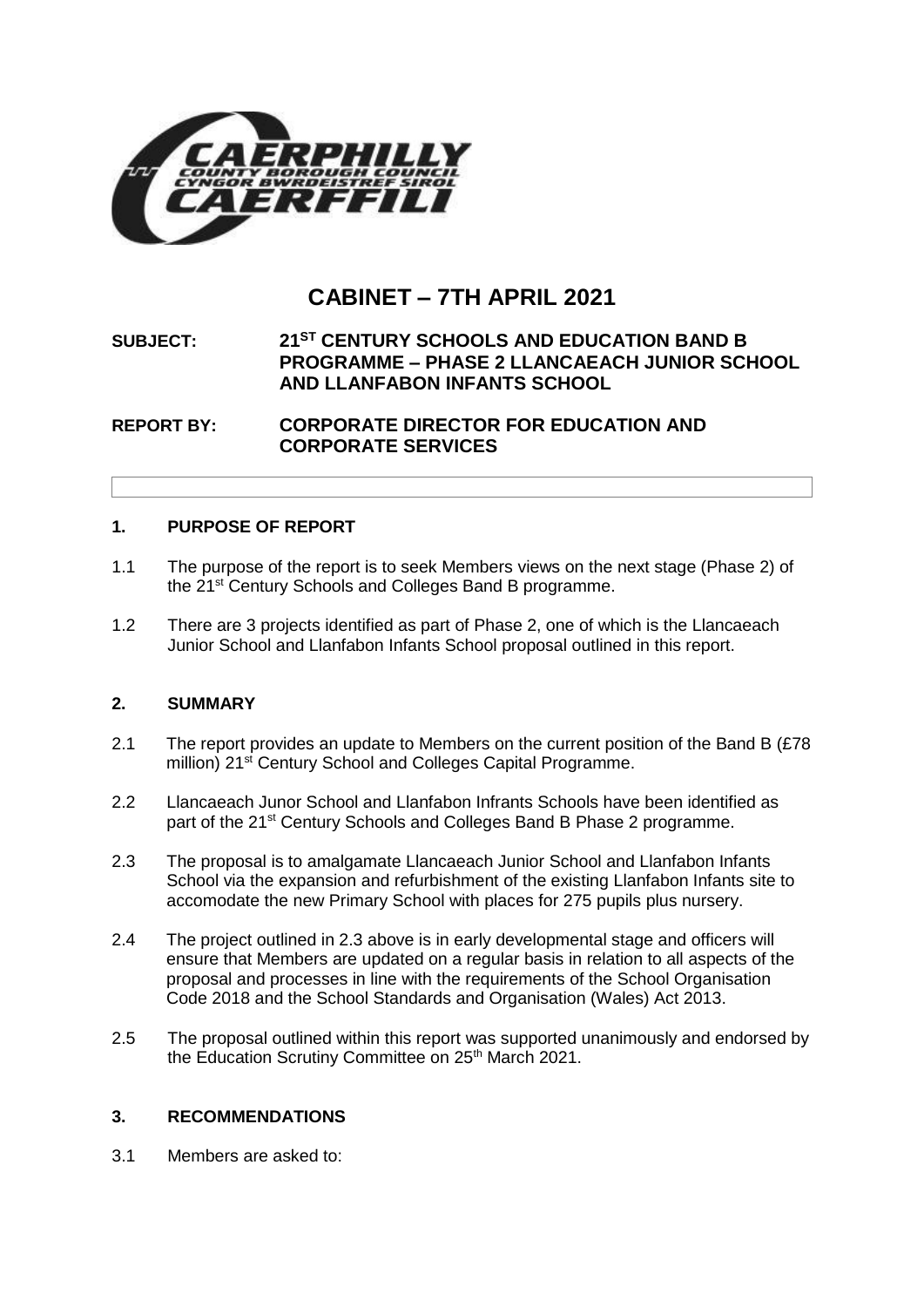# CABINET – 7TH APRIL 2021

**SUBJECT:** **21ST CENTURY SCHOOLS AND EDUCATION BAND B PROGRAMME – PHASE 2 LLANCAEACH JUNIOR SCHOOL AND LLANFABON INFANTS SCHOOL**

**REPORT BY:** **CORPORATE DIRECTOR FOR EDUCATION AND CORPORATE SERVICES**

## 1. PURPOSE OF REPORT

1.1 The purpose of the report is to seek Members views on the next stage (Phase 2) of the 21st Century Schools and Colleges Band B programme.

1.2 There are 3 projects identified as part of Phase 2, one of which is the Llancaeach Junior School and Llanfabon Infants School proposal outlined in this report.

## 2. SUMMARY

2.1 The report provides an update to Members on the current position of the Band B (£78 million) 21st Century School and Colleges Capital Programme.

2.2 Llancaeach Junor School and Llanfabon Infrants Schools have been identified as part of the 21st Century Schools and Colleges Band B Phase 2 programme.

2.3 The proposal is to amalgamate Llancaeach Junior School and Llanfabon Infants School via the expansion and refurbishment of the existing Llanfabon Infants site to accomodate the new Primary School with places for 275 pupils plus nursery.

2.4 The project outlined in 2.3 above is in early developmental stage and officers will ensure that Members are updated on a regular basis in relation to all aspects of the proposal and processes in line with the requirements of the School Organisation Code 2018 and the School Standards and Organisation (Wales) Act 2013.

2.5 The proposal outlined within this report was supported unanimously and endorsed by the Education Scrutiny Committee on 25th March 2021.

## 3. RECOMMENDATIONS

3.1 Members are asked to: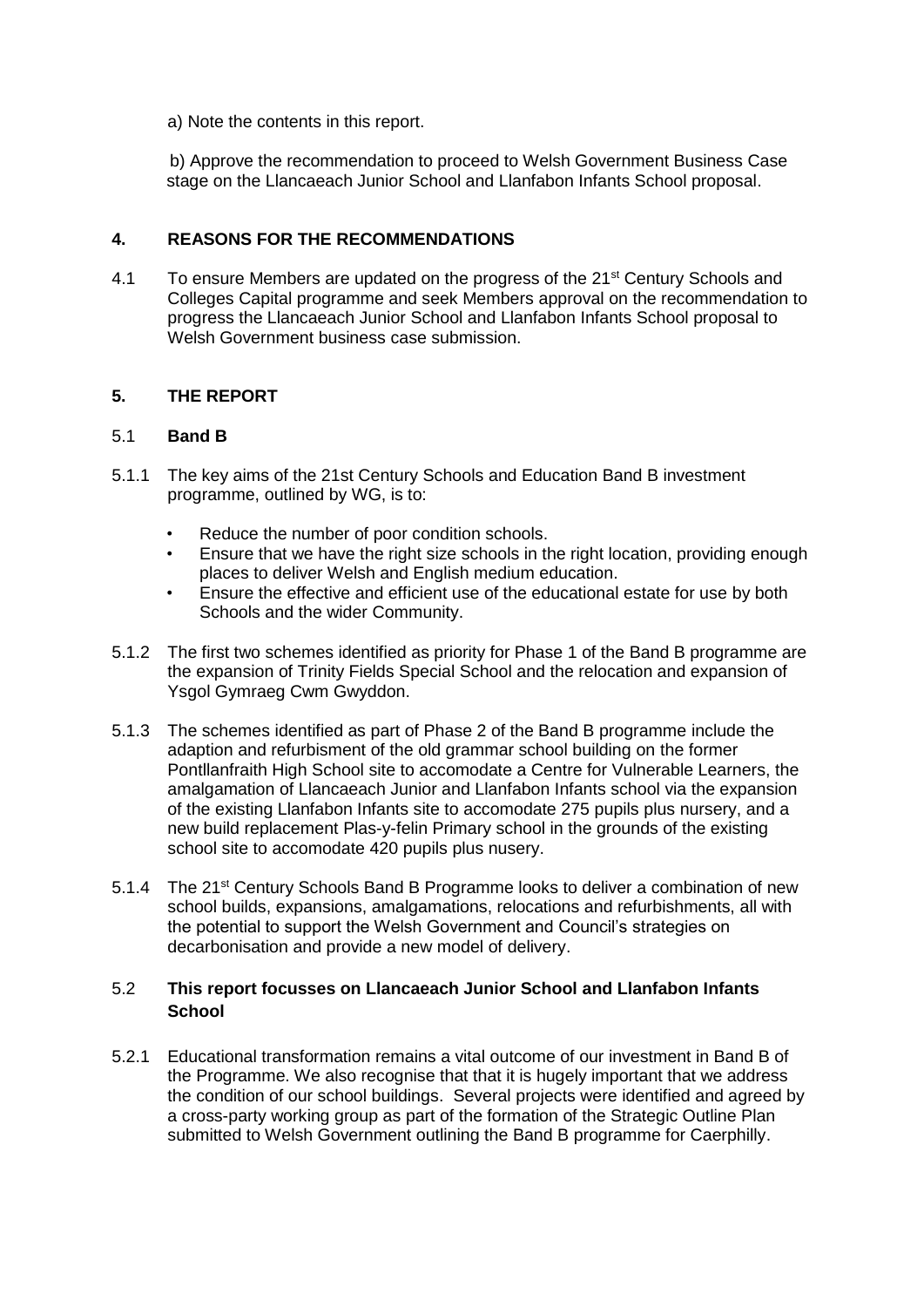a) Note the contents in this report.

b) Approve the recommendation to proceed to Welsh Government Business Case stage on the Llancaeach Junior School and Llanfabon Infants School proposal.

## 4. REASONS FOR THE RECOMMENDATIONS

4.1 To ensure Members are updated on the progress of the 21st Century Schools and Colleges Capital programme and seek Members approval on the recommendation to progress the Llancaeach Junior School and Llanfabon Infants School proposal to Welsh Government business case submission.

## 5. THE REPORT

### 5.1 Band B

5.1.1 The key aims of the 21st Century Schools and Education Band B investment programme, outlined by WG, is to:

- Reduce the number of poor condition schools.
- Ensure that we have the right size schools in the right location, providing enough places to deliver Welsh and English medium education.
- Ensure the effective and efficient use of the educational estate for use by both Schools and the wider Community.

5.1.2 The first two schemes identified as priority for Phase 1 of the Band B programme are the expansion of Trinity Fields Special School and the relocation and expansion of Ysgol Gymraeg Cwm Gwyddon.

5.1.3 The schemes identified as part of Phase 2 of the Band B programme include the adaption and refurbisment of the old grammar school building on the former Pontllanfraith High School site to accomodate a Centre for Vulnerable Learners, the amalgamation of Llancaeach Junior and Llanfabon Infants school via the expansion of the existing Llanfabon Infants site to accomodate 275 pupils plus nursery, and a new build replacement Plas-y-felin Primary school in the grounds of the existing school site to accomodate 420 pupils plus nusery.

5.1.4 The 21st Century Schools Band B Programme looks to deliver a combination of new school builds, expansions, amalgamations, relocations and refurbishments, all with the potential to support the Welsh Government and Council's strategies on decarbonisation and provide a new model of delivery.

### 5.2 This report focusses on Llancaeach Junior School and Llanfabon Infants School

5.2.1 Educational transformation remains a vital outcome of our investment in Band B of the Programme. We also recognise that that it is hugely important that we address the condition of our school buildings. Several projects were identified and agreed by a cross-party working group as part of the formation of the Strategic Outline Plan submitted to Welsh Government outlining the Band B programme for Caerphilly.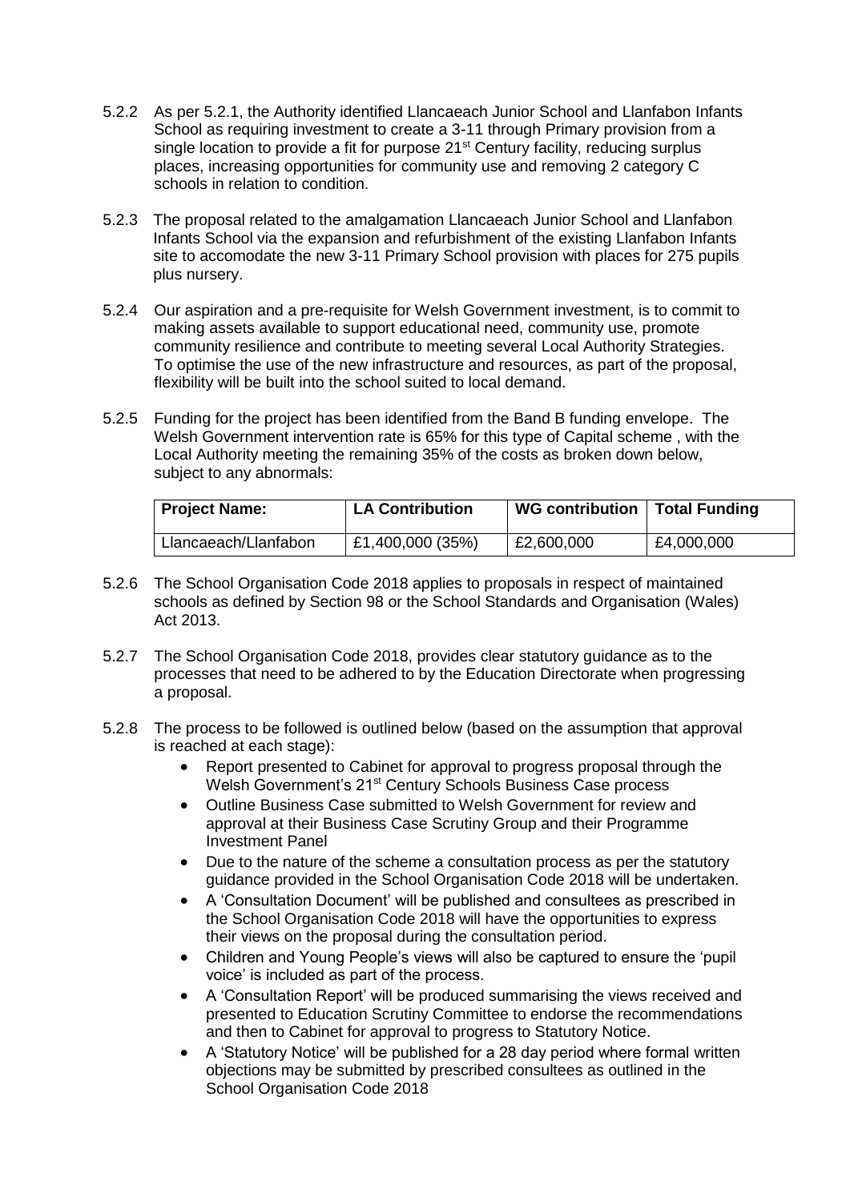5.2.2 As per 5.2.1, the Authority identified Llancaeach Junior School and Llanfabon Infants School as requiring investment to create a 3-11 through Primary provision from a single location to provide a fit for purpose 21st Century facility, reducing surplus places, increasing opportunities for community use and removing 2 category C schools in relation to condition.

5.2.3 The proposal related to the amalgamation Llancaeach Junior School and Llanfabon Infants School via the expansion and refurbishment of the existing Llanfabon Infants site to accomodate the new 3-11 Primary School provision with places for 275 pupils plus nursery.

5.2.4 Our aspiration and a pre-requisite for Welsh Government investment, is to commit to making assets available to support educational need, community use, promote community resilience and contribute to meeting several Local Authority Strategies. To optimise the use of the new infrastructure and resources, as part of the proposal, flexibility will be built into the school suited to local demand.

5.2.5 Funding for the project has been identified from the Band B funding envelope. The Welsh Government intervention rate is 65% for this type of Capital scheme , with the Local Authority meeting the remaining 35% of the costs as broken down below, subject to any abnormals:

| Project Name: | LA Contribution | WG contribution | Total Funding |
|---|---|---|---|
| Llancaeach/Llanfabon | £1,400,000 (35%) | £2,600,000 | £4,000,000 |

5.2.6 The School Organisation Code 2018 applies to proposals in respect of maintained schools as defined by Section 98 or the School Standards and Organisation (Wales) Act 2013.

5.2.7 The School Organisation Code 2018, provides clear statutory guidance as to the processes that need to be adhered to by the Education Directorate when progressing a proposal.

5.2.8 The process to be followed is outlined below (based on the assumption that approval is reached at each stage):

- Report presented to Cabinet for approval to progress proposal through the Welsh Government's 21st Century Schools Business Case process
- Outline Business Case submitted to Welsh Government for review and approval at their Business Case Scrutiny Group and their Programme Investment Panel
- Due to the nature of the scheme a consultation process as per the statutory guidance provided in the School Organisation Code 2018 will be undertaken.
- A 'Consultation Document' will be published and consultees as prescribed in the School Organisation Code 2018 will have the opportunities to express their views on the proposal during the consultation period.
- Children and Young People's views will also be captured to ensure the 'pupil voice' is included as part of the process.
- A 'Consultation Report' will be produced summarising the views received and presented to Education Scrutiny Committee to endorse the recommendations and then to Cabinet for approval to progress to Statutory Notice.
- A 'Statutory Notice' will be published for a 28 day period where formal written objections may be submitted by prescribed consultees as outlined in the School Organisation Code 2018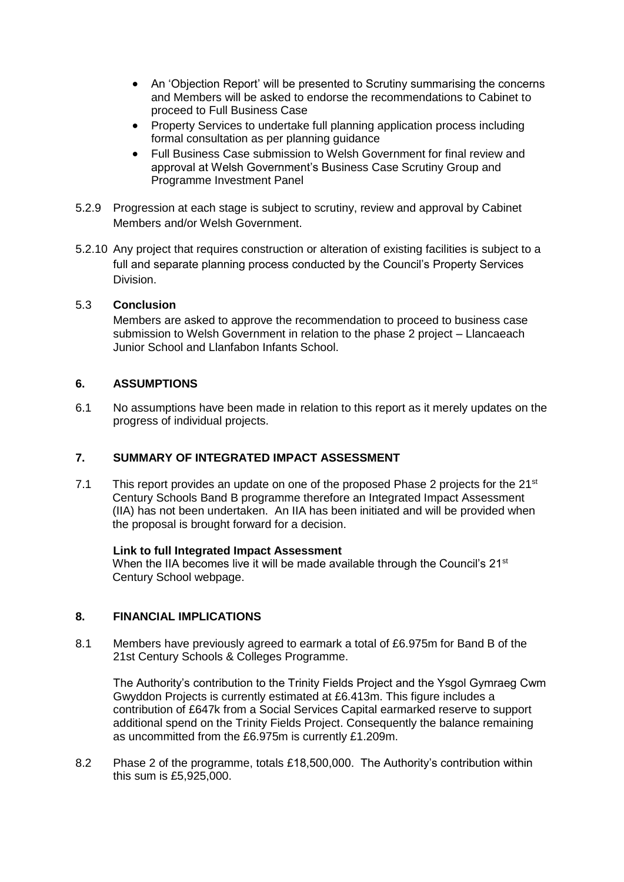- An 'Objection Report' will be presented to Scrutiny summarising the concerns and Members will be asked to endorse the recommendations to Cabinet to proceed to Full Business Case
- Property Services to undertake full planning application process including formal consultation as per planning guidance
- Full Business Case submission to Welsh Government for final review and approval at Welsh Government's Business Case Scrutiny Group and Programme Investment Panel

5.2.9 Progression at each stage is subject to scrutiny, review and approval by Cabinet Members and/or Welsh Government.

5.2.10 Any project that requires construction or alteration of existing facilities is subject to a full and separate planning process conducted by the Council's Property Services Division.

### 5.3 Conclusion

Members are asked to approve the recommendation to proceed to business case submission to Welsh Government in relation to the phase 2 project – Llancaeach Junior School and Llanfabon Infants School.

## 6. ASSUMPTIONS

6.1 No assumptions have been made in relation to this report as it merely updates on the progress of individual projects.

## 7. SUMMARY OF INTEGRATED IMPACT ASSESSMENT

7.1 This report provides an update on one of the proposed Phase 2 projects for the 21st Century Schools Band B programme therefore an Integrated Impact Assessment (IIA) has not been undertaken. An IIA has been initiated and will be provided when the proposal is brought forward for a decision.

**Link to full Integrated Impact Assessment**

When the IIA becomes live it will be made available through the Council's 21st Century School webpage.

## 8. FINANCIAL IMPLICATIONS

8.1 Members have previously agreed to earmark a total of £6.975m for Band B of the 21st Century Schools & Colleges Programme.

The Authority's contribution to the Trinity Fields Project and the Ysgol Gymraeg Cwm Gwyddon Projects is currently estimated at £6.413m. This figure includes a contribution of £647k from a Social Services Capital earmarked reserve to support additional spend on the Trinity Fields Project. Consequently the balance remaining as uncommitted from the £6.975m is currently £1.209m.

8.2 Phase 2 of the programme, totals £18,500,000. The Authority's contribution within this sum is £5,925,000.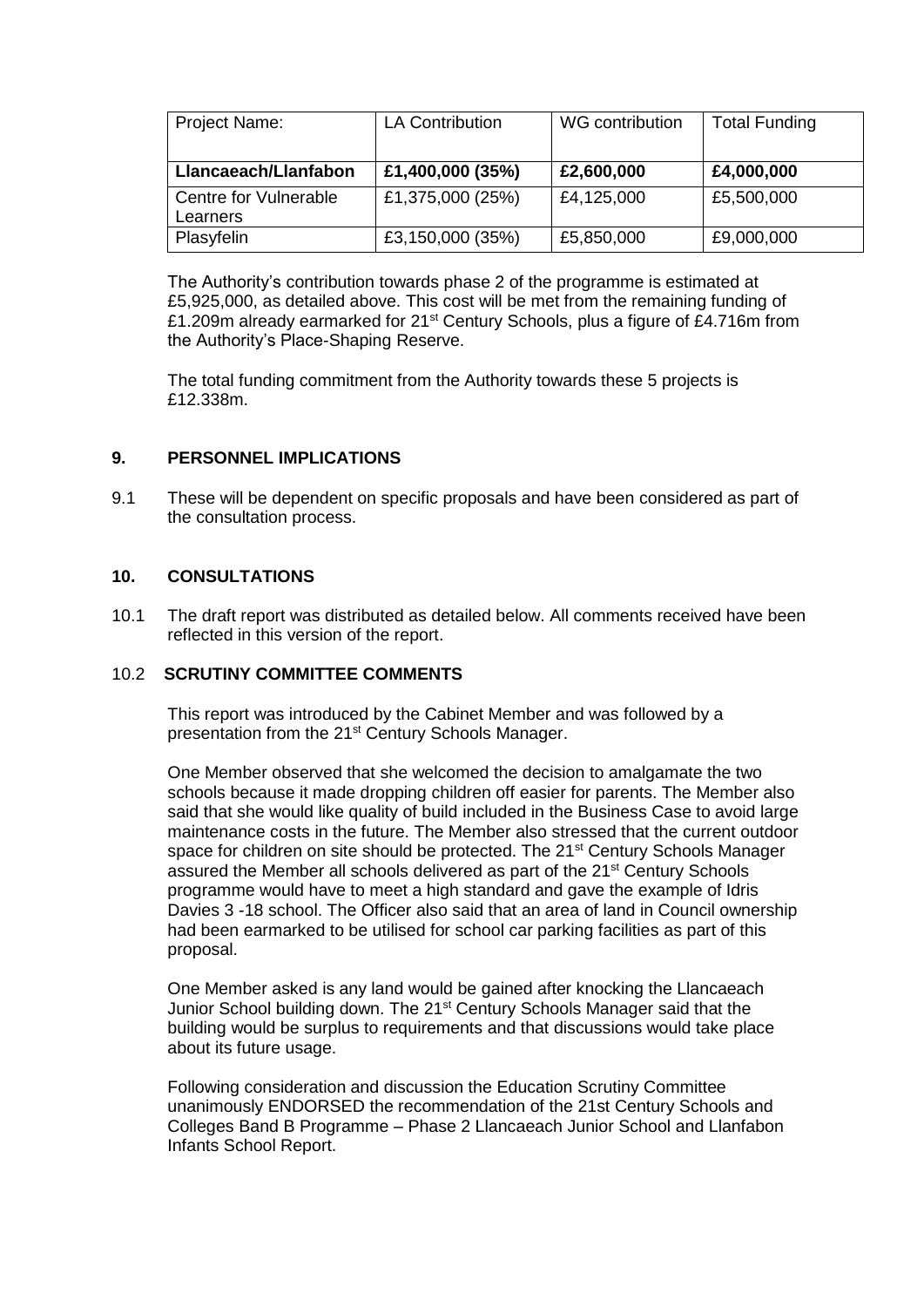| Project Name: | LA Contribution | WG contribution | Total Funding |
|---|---|---|---|
| **Llancaeach/Llanfabon** | **£1,400,000 (35%)** | **£2,600,000** | **£4,000,000** |
| Centre for Vulnerable Learners | £1,375,000 (25%) | £4,125,000 | £5,500,000 |
| Plasyfelin | £3,150,000 (35%) | £5,850,000 | £9,000,000 |

The Authority's contribution towards phase 2 of the programme is estimated at £5,925,000, as detailed above. This cost will be met from the remaining funding of £1.209m already earmarked for 21st Century Schools, plus a figure of £4.716m from the Authority's Place-Shaping Reserve.

The total funding commitment from the Authority towards these 5 projects is £12.338m.

## 9. PERSONNEL IMPLICATIONS

9.1 These will be dependent on specific proposals and have been considered as part of the consultation process.

## 10. CONSULTATIONS

10.1 The draft report was distributed as detailed below. All comments received have been reflected in this version of the report.

### 10.2 SCRUTINY COMMITTEE COMMENTS

This report was introduced by the Cabinet Member and was followed by a presentation from the 21st Century Schools Manager.

One Member observed that she welcomed the decision to amalgamate the two schools because it made dropping children off easier for parents. The Member also said that she would like quality of build included in the Business Case to avoid large maintenance costs in the future. The Member also stressed that the current outdoor space for children on site should be protected. The 21st Century Schools Manager assured the Member all schools delivered as part of the 21st Century Schools programme would have to meet a high standard and gave the example of Idris Davies 3 -18 school. The Officer also said that an area of land in Council ownership had been earmarked to be utilised for school car parking facilities as part of this proposal.

One Member asked is any land would be gained after knocking the Llancaeach Junior School building down. The 21st Century Schools Manager said that the building would be surplus to requirements and that discussions would take place about its future usage.

Following consideration and discussion the Education Scrutiny Committee unanimously ENDORSED the recommendation of the 21st Century Schools and Colleges Band B Programme – Phase 2 Llancaeach Junior School and Llanfabon Infants School Report.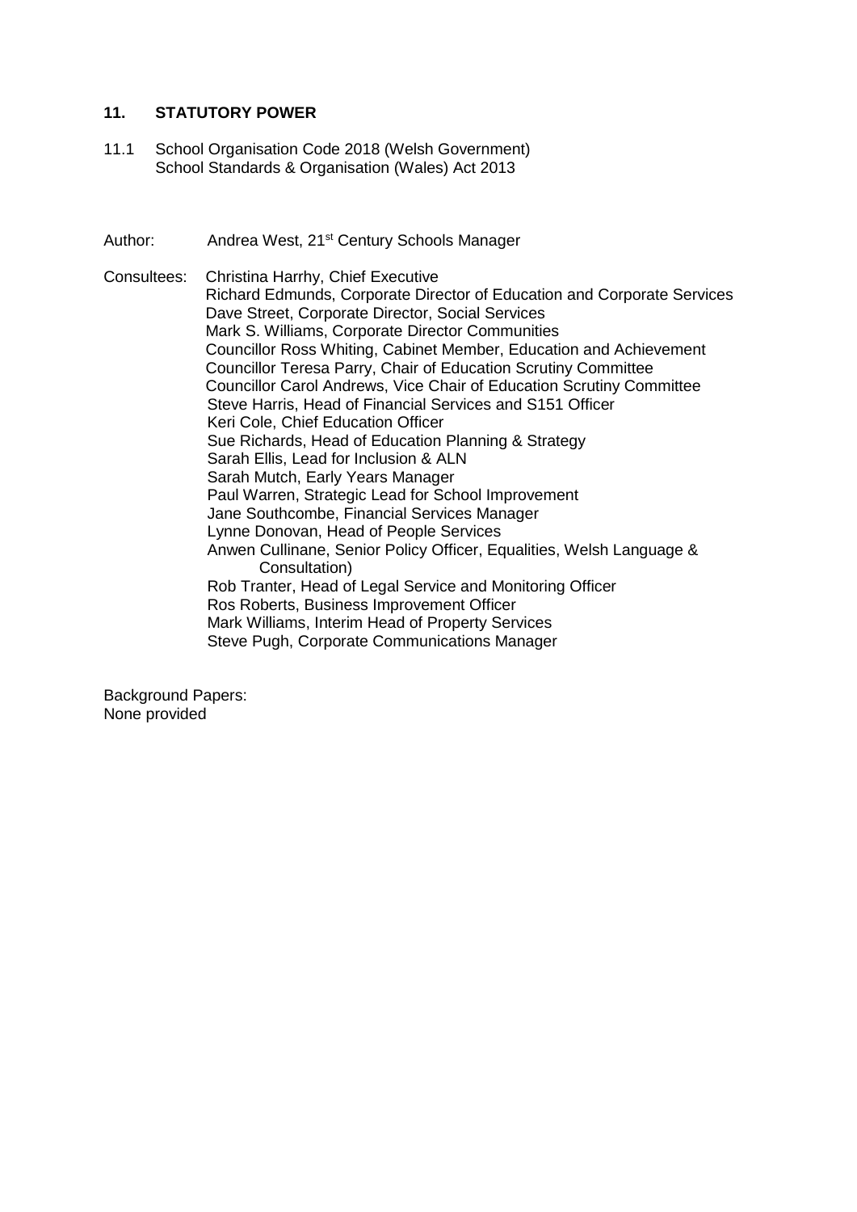## 11. STATUTORY POWER

11.1 School Organisation Code 2018 (Welsh Government)
School Standards & Organisation (Wales) Act 2013

Author: Andrea West, 21st Century Schools Manager

Consultees: Christina Harrhy, Chief Executive
Richard Edmunds, Corporate Director of Education and Corporate Services
Dave Street, Corporate Director, Social Services
Mark S. Williams, Corporate Director Communities
Councillor Ross Whiting, Cabinet Member, Education and Achievement
Councillor Teresa Parry, Chair of Education Scrutiny Committee
Councillor Carol Andrews, Vice Chair of Education Scrutiny Committee
Steve Harris, Head of Financial Services and S151 Officer
Keri Cole, Chief Education Officer
Sue Richards, Head of Education Planning & Strategy
Sarah Ellis, Lead for Inclusion & ALN
Sarah Mutch, Early Years Manager
Paul Warren, Strategic Lead for School Improvement
Jane Southcombe, Financial Services Manager
Lynne Donovan, Head of People Services
Anwen Cullinane, Senior Policy Officer, Equalities, Welsh Language & Consultation)
Rob Tranter, Head of Legal Service and Monitoring Officer
Ros Roberts, Business Improvement Officer
Mark Williams, Interim Head of Property Services
Steve Pugh, Corporate Communications Manager

Background Papers:
None provided